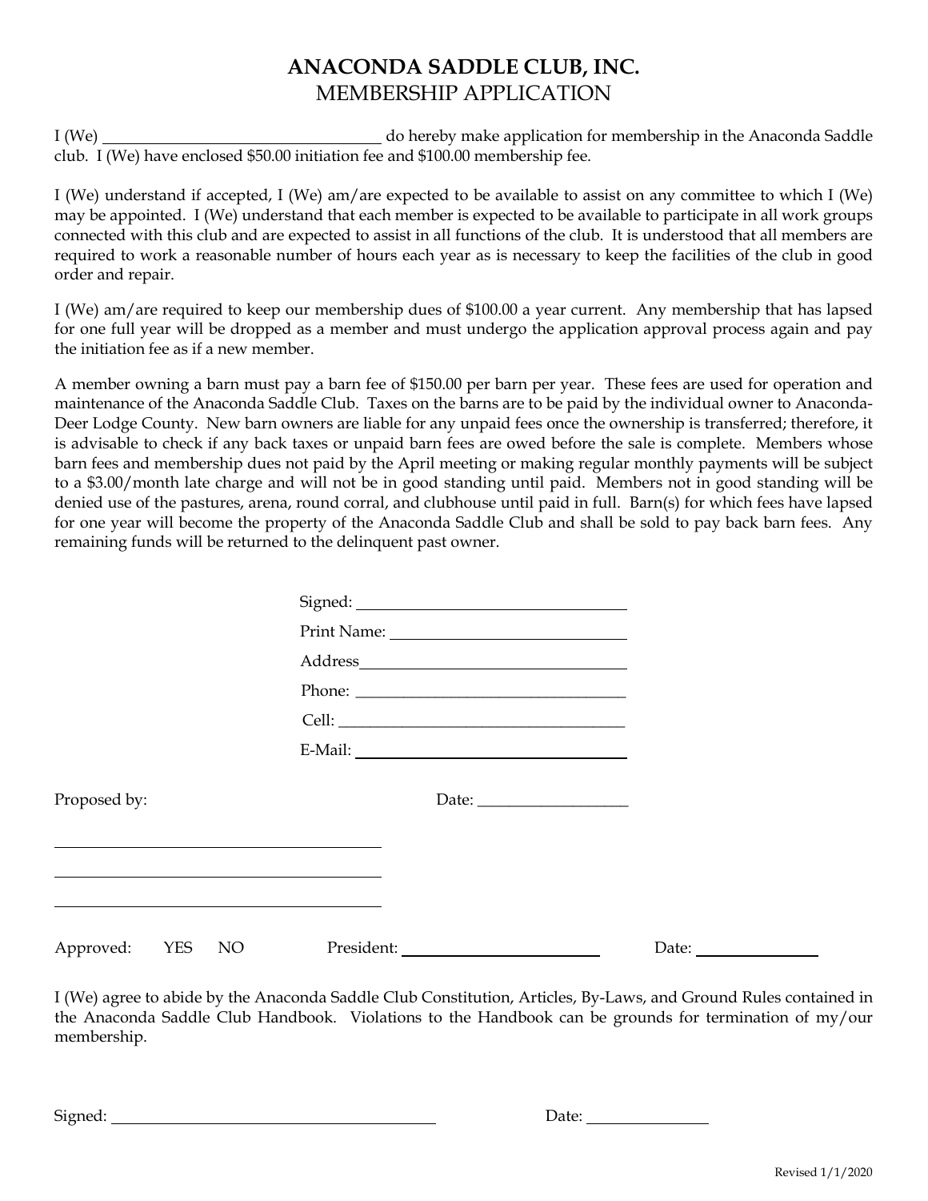# ANACONDA SADDLE CLUB, INC.

## MEMBERSHIP APPLICATION

I (We) ______________________________ do hereby make application for membership in the Anaconda Saddle club. I (We) have enclosed $50.00 initiation fee and $100.00 membership fee.

I (We) understand if accepted, I (We) am/are expected to be available to assist on any committee to which I (We) may be appointed. I (We) understand that each member is expected to be available to participate in all work groups connected with this club and are expected to assist in all functions of the club. It is understood that all members are required to work a reasonable number of hours each year as is necessary to keep the facilities of the club in good order and repair.

I (We) am/are required to keep our membership dues of $100.00 a year current. Any membership that has lapsed for one full year will be dropped as a member and must undergo the application approval process again and pay the initiation fee as if a new member.

A member owning a barn must pay a barn fee of $150.00 per barn per year. These fees are used for operation and maintenance of the Anaconda Saddle Club. Taxes on the barns are to be paid by the individual owner to Anaconda-Deer Lodge County. New barn owners are liable for any unpaid fees once the ownership is transferred; therefore, it is advisable to check if any back taxes or unpaid barn fees are owed before the sale is complete. Members whose barn fees and membership dues not paid by the April meeting or making regular monthly payments will be subject to a $3.00/month late charge and will not be in good standing until paid. Members not in good standing will be denied use of the pastures, arena, round corral, and clubhouse until paid in full. Barn(s) for which fees have lapsed for one year will become the property of the Anaconda Saddle Club and shall be sold to pay back barn fees. Any remaining funds will be returned to the delinquent past owner.

Signed: ______________________________

Print Name: ______________________________

Address ______________________________

Phone: ______________________________

Cell: ______________________________

E-Mail: ______________________________

Proposed by: Date: ________________

______________________________

______________________________

______________________________

Approved: YES NO President: ______________________ Date: ______________

I (We) agree to abide by the Anaconda Saddle Club Constitution, Articles, By-Laws, and Ground Rules contained in the Anaconda Saddle Club Handbook. Violations to the Handbook can be grounds for termination of my/our membership.

Signed: ______________________________ Date: ______________

Revised 1/1/2020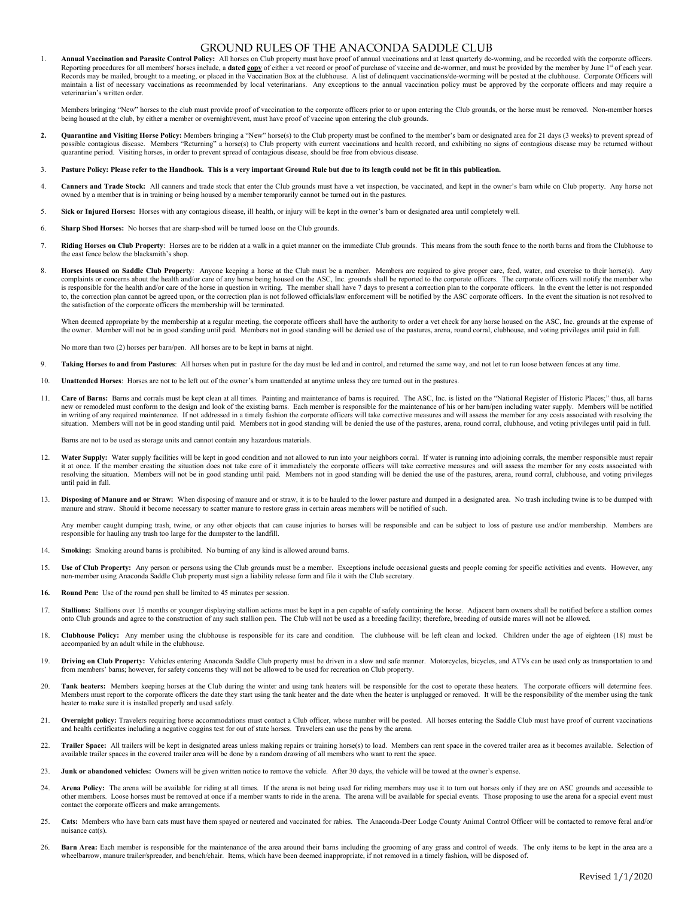# GROUND RULES OF THE ANACONDA SADDLE CLUB

1. **Annual Vaccination and Parasite Control Policy:** All horses on Club property must have proof of annual vaccinations and at least quarterly de-worming, and be recorded with the corporate officers. Reporting procedures for all members' horses include, a **dated copy** of either a vet record or proof of purchase of vaccine and de-wormer, and must be provided by the member by June 1st of each year. Records may be mailed, brought to a meeting, or placed in the Vaccination Box at the clubhouse. A list of delinquent vaccinations/de-worming will be posted at the clubhouse. Corporate Officers will maintain a list of necessary vaccinations as recommended by local veterinarians. Any exceptions to the annual vaccination policy must be approved by the corporate officers and may require a veterinarian's written order.

   Members bringing "New" horses to the club must provide proof of vaccination to the corporate officers prior to or upon entering the Club grounds, or the horse must be removed. Non-member horses being housed at the club, by either a member or overnight/event, must have proof of vaccine upon entering the club grounds.

2. **Quarantine and Visiting Horse Policy:** Members bringing a "New" horse(s) to the Club property must be confined to the member's barn or designated area for 21 days (3 weeks) to prevent spread of possible contagious disease. Members "Returning" a horse(s) to Club property with current vaccinations and health record, and exhibiting no signs of contagious disease may be returned without quarantine period. Visiting horses, in order to prevent spread of contagious disease, should be free from obvious disease.

3. **Pasture Policy: Please refer to the Handbook. This is a very important Ground Rule but due to its length could not be fit in this publication.**

4. **Canners and Trade Stock:** All canners and trade stock that enter the Club grounds must have a vet inspection, be vaccinated, and kept in the owner's barn while on Club property. Any horse not owned by a member that is in training or being housed by a member temporarily cannot be turned out in the pastures.

5. **Sick or Injured Horses:** Horses with any contagious disease, ill health, or injury will be kept in the owner's barn or designated area until completely well.

6. **Sharp Shod Horses:** No horses that are sharp-shod will be turned loose on the Club grounds.

7. **Riding Horses on Club Property**: Horses are to be ridden at a walk in a quiet manner on the immediate Club grounds. This means from the south fence to the north barns and from the Clubhouse to the east fence below the blacksmith's shop.

8. **Horses Housed on Saddle Club Property**: Anyone keeping a horse at the Club must be a member. Members are required to give proper care, feed, water, and exercise to their horse(s). Any complaints or concerns about the health and/or care of any horse being housed on the ASC, Inc. grounds shall be reported to the corporate officers. The corporate officers will notify the member who is responsible for the health and/or care of the horse in question in writing. The member shall have 7 days to present a correction plan to the corporate officers. In the event the letter is not responded to, the correction plan cannot be agreed upon, or the correction plan is not followed officials/law enforcement will be notified by the ASC corporate officers. In the event the situation is not resolved to the satisfaction of the corporate officers the membership will be terminated.

   When deemed appropriate by the membership at a regular meeting, the corporate officers shall have the authority to order a vet check for any horse housed on the ASC, Inc. grounds at the expense of the owner. Member will not be in good standing until paid. Members not in good standing will be denied use of the pastures, arena, round corral, clubhouse, and voting privileges until paid in full.

   No more than two (2) horses per barn/pen. All horses are to be kept in barns at night.

9. **Taking Horses to and from Pastures**: All horses when put in pasture for the day must be led and in control, and returned the same way, and not let to run loose between fences at any time.

10. **Unattended Horses**: Horses are not to be left out of the owner's barn unattended at anytime unless they are turned out in the pastures.

11. **Care of Barns:** Barns and corrals must be kept clean at all times. Painting and maintenance of barns is required. The ASC, Inc. is listed on the "National Register of Historic Places;" thus, all barns new or remodeled must conform to the design and look of the existing barns. Each member is responsible for the maintenance of his or her barn/pen including water supply. Members will be notified in writing of any required maintenance. If not addressed in a timely fashion the corporate officers will take corrective measures and will assess the member for any costs associated with resolving the situation. Members will not be in good standing until paid. Members not in good standing will be denied the use of the pastures, arena, round corral, clubhouse, and voting privileges until paid in full.

    Barns are not to be used as storage units and cannot contain any hazardous materials.

12. **Water Supply:** Water supply facilities will be kept in good condition and not allowed to run into your neighbors corral. If water is running into adjoining corrals, the member responsible must repair it at once. If the member creating the situation does not take care of it immediately the corporate officers will take corrective measures and will assess the member for any costs associated with resolving the situation. Members will not be in good standing until paid. Members not in good standing will be denied the use of the pastures, arena, round corral, clubhouse, and voting privileges until paid in full.

13. **Disposing of Manure and or Straw:** When disposing of manure and or straw, it is to be hauled to the lower pasture and dumped in a designated area. No trash including twine is to be dumped with manure and straw. Should it become necessary to scatter manure to restore grass in certain areas members will be notified of such.

    Any member caught dumping trash, twine, or any other objects that can cause injuries to horses will be responsible and can be subject to loss of pasture use and/or membership. Members are responsible for hauling any trash too large for the dumpster to the landfill.

14. **Smoking:** Smoking around barns is prohibited. No burning of any kind is allowed around barns.

15. **Use of Club Property:** Any person or persons using the Club grounds must be a member. Exceptions include occasional guests and people coming for specific activities and events. However, any non-member using Anaconda Saddle Club property must sign a liability release form and file it with the Club secretary.

16. **Round Pen:** Use of the round pen shall be limited to 45 minutes per session.

17. **Stallions:** Stallions over 15 months or younger displaying stallion actions must be kept in a pen capable of safely containing the horse. Adjacent barn owners shall be notified before a stallion comes onto Club grounds and agree to the construction of any such stallion pen. The Club will not be used as a breeding facility; therefore, breeding of outside mares will not be allowed.

18. **Clubhouse Policy:** Any member using the clubhouse is responsible for its care and condition. The clubhouse will be left clean and locked. Children under the age of eighteen (18) must be accompanied by an adult while in the clubhouse.

19. **Driving on Club Property:** Vehicles entering Anaconda Saddle Club property must be driven in a slow and safe manner. Motorcycles, bicycles, and ATVs can be used only as transportation to and from members' barns; however, for safety concerns they will not be allowed to be used for recreation on Club property.

20. **Tank heaters:** Members keeping horses at the Club during the winter and using tank heaters will be responsible for the cost to operate these heaters. The corporate officers will determine fees. Members must report to the corporate officers the date they start using the tank heater and the date when the heater is unplugged or removed. It will be the responsibility of the member using the tank heater to make sure it is installed properly and used safely.

21. **Overnight policy:** Travelers requiring horse accommodations must contact a Club officer, whose number will be posted. All horses entering the Saddle Club must have proof of current vaccinations and health certificates including a negative coggins test for out of state horses. Travelers can use the pens by the arena.

22. **Trailer Space:** All trailers will be kept in designated areas unless making repairs or training horse(s) to load. Members can rent space in the covered trailer area as it becomes available. Selection of available trailer spaces in the covered trailer area will be done by a random drawing of all members who want to rent the space.

23. **Junk or abandoned vehicles:** Owners will be given written notice to remove the vehicle. After 30 days, the vehicle will be towed at the owner's expense.

24. **Arena Policy:** The arena will be available for riding at all times. If the arena is not being used for riding members may use it to turn out horses only if they are on ASC grounds and accessible to other members. Loose horses must be removed at once if a member wants to ride in the arena. The arena will be available for special events. Those proposing to use the arena for a special event must contact the corporate officers and make arrangements.

25. **Cats:** Members who have barn cats must have them spayed or neutered and vaccinated for rabies. The Anaconda-Deer Lodge County Animal Control Officer will be contacted to remove feral and/or nuisance cat(s).

26. **Barn Area:** Each member is responsible for the maintenance of the area around their barns including the grooming of any grass and control of weeds. The only items to be kept in the area are a wheelbarrow, manure trailer/spreader, and bench/chair. Items, which have been deemed inappropriate, if not removed in a timely fashion, will be disposed of.

Revised 1/1/2020